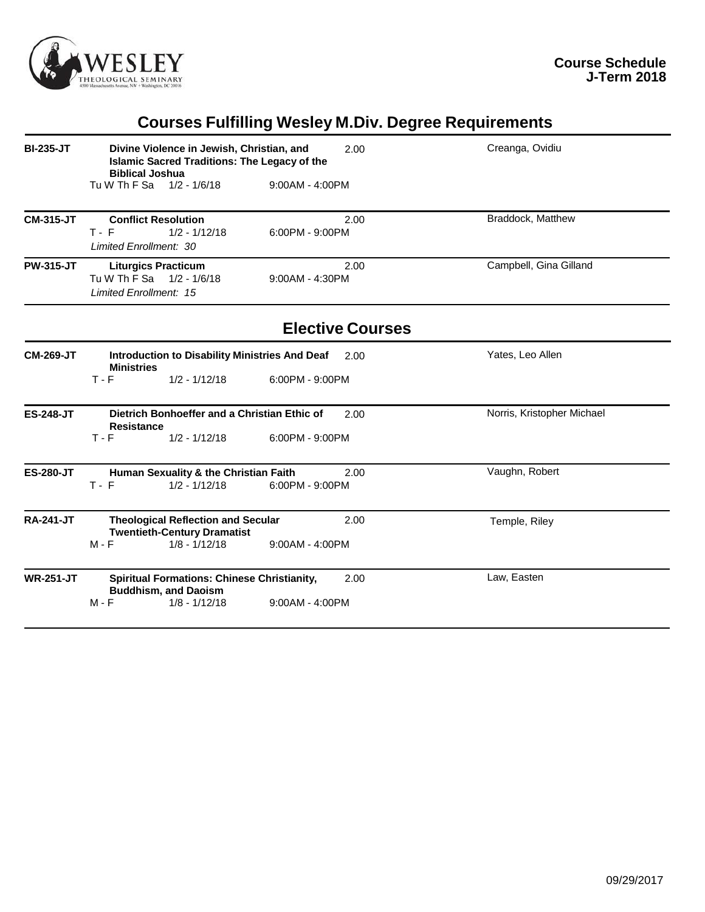**Course Schedule**
**J-Term 2018**

## Courses Fulfilling Wesley M.Div. Degree Requirements

| Course | Title / Schedule | Credits | Time | Instructor |
|---|---|---|---|---|
| **BI-235-JT** | **Divine Violence in Jewish, Christian, and Islamic Sacred Traditions: The Legacy of the Biblical Joshua** | 2.00 | | Creanga, Ovidiu |
| | Tu W Th F Sa 1/2 - 1/6/18 | | 9:00AM - 4:00PM | |
| **CM-315-JT** | **Conflict Resolution** | 2.00 | | Braddock, Matthew |
| | T - F 1/2 - 1/12/18 | | 6:00PM - 9:00PM | |
| | *Limited Enrollment: 30* | | | |
| **PW-315-JT** | **Liturgics Practicum** | 2.00 | | Campbell, Gina Gilland |
| | Tu W Th F Sa 1/2 - 1/6/18 | | 9:00AM - 4:30PM | |
| | *Limited Enrollment: 15* | | | |

## Elective Courses

| Course | Title / Schedule | Credits | Time | Instructor |
|---|---|---|---|---|
| **CM-269-JT** | **Introduction to Disability Ministries And Deaf Ministries** | 2.00 | | Yates, Leo Allen |
| | T - F 1/2 - 1/12/18 | | 6:00PM - 9:00PM | |
| **ES-248-JT** | **Dietrich Bonhoeffer and a Christian Ethic of Resistance** | 2.00 | | Norris, Kristopher Michael |
| | T - F 1/2 - 1/12/18 | | 6:00PM - 9:00PM | |
| **ES-280-JT** | **Human Sexuality & the Christian Faith** | 2.00 | | Vaughn, Robert |
| | T - F 1/2 - 1/12/18 | | 6:00PM - 9:00PM | |
| **RA-241-JT** | **Theological Reflection and Secular Twentieth-Century Dramatist** | 2.00 | | Temple, Riley |
| | M - F 1/8 - 1/12/18 | | 9:00AM - 4:00PM | |
| **WR-251-JT** | **Spiritual Formations: Chinese Christianity, Buddhism, and Daoism** | 2.00 | | Law, Easten |
| | M - F 1/8 - 1/12/18 | | 9:00AM - 4:00PM | |

09/29/2017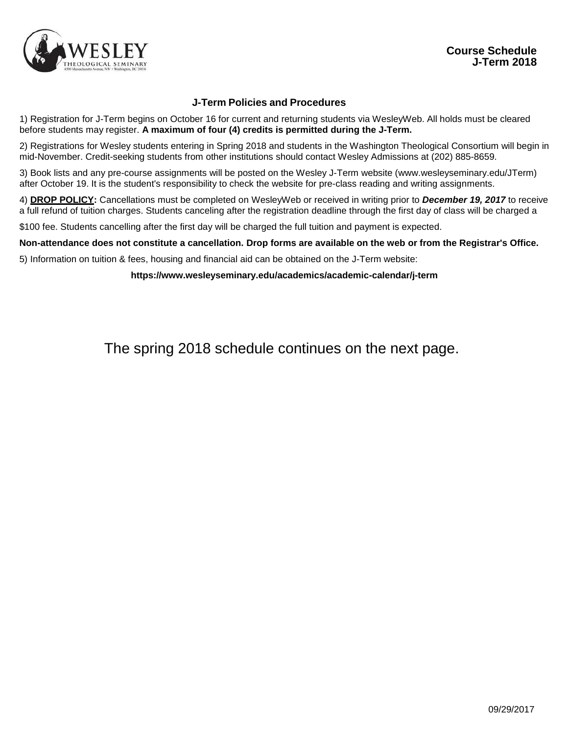**Course Schedule**
**J-Term 2018**

## J-Term Policies and Procedures

1) Registration for J-Term begins on October 16 for current and returning students via WesleyWeb. All holds must be cleared before students may register. **A maximum of four (4) credits is permitted during the J-Term.**

2) Registrations for Wesley students entering in Spring 2018 and students in the Washington Theological Consortium will begin in mid-November. Credit-seeking students from other institutions should contact Wesley Admissions at (202) 885-8659.

3) Book lists and any pre-course assignments will be posted on the Wesley J-Term website (www.wesleyseminary.edu/JTerm) after October 19. It is the student's responsibility to check the website for pre-class reading and writing assignments.

4) **DROP POLICY:** Cancellations must be completed on WesleyWeb or received in writing prior to ***December 19, 2017*** to receive a full refund of tuition charges. Students canceling after the registration deadline through the first day of class will be charged a $100 fee. Students cancelling after the first day will be charged the full tuition and payment is expected.

**Non-attendance does not constitute a cancellation. Drop forms are available on the web or from the Registrar's Office.**

5) Information on tuition & fees, housing and financial aid can be obtained on the J-Term website:

**https://www.wesleyseminary.edu/academics/academic-calendar/j-term**

The spring 2018 schedule continues on the next page.

09/29/2017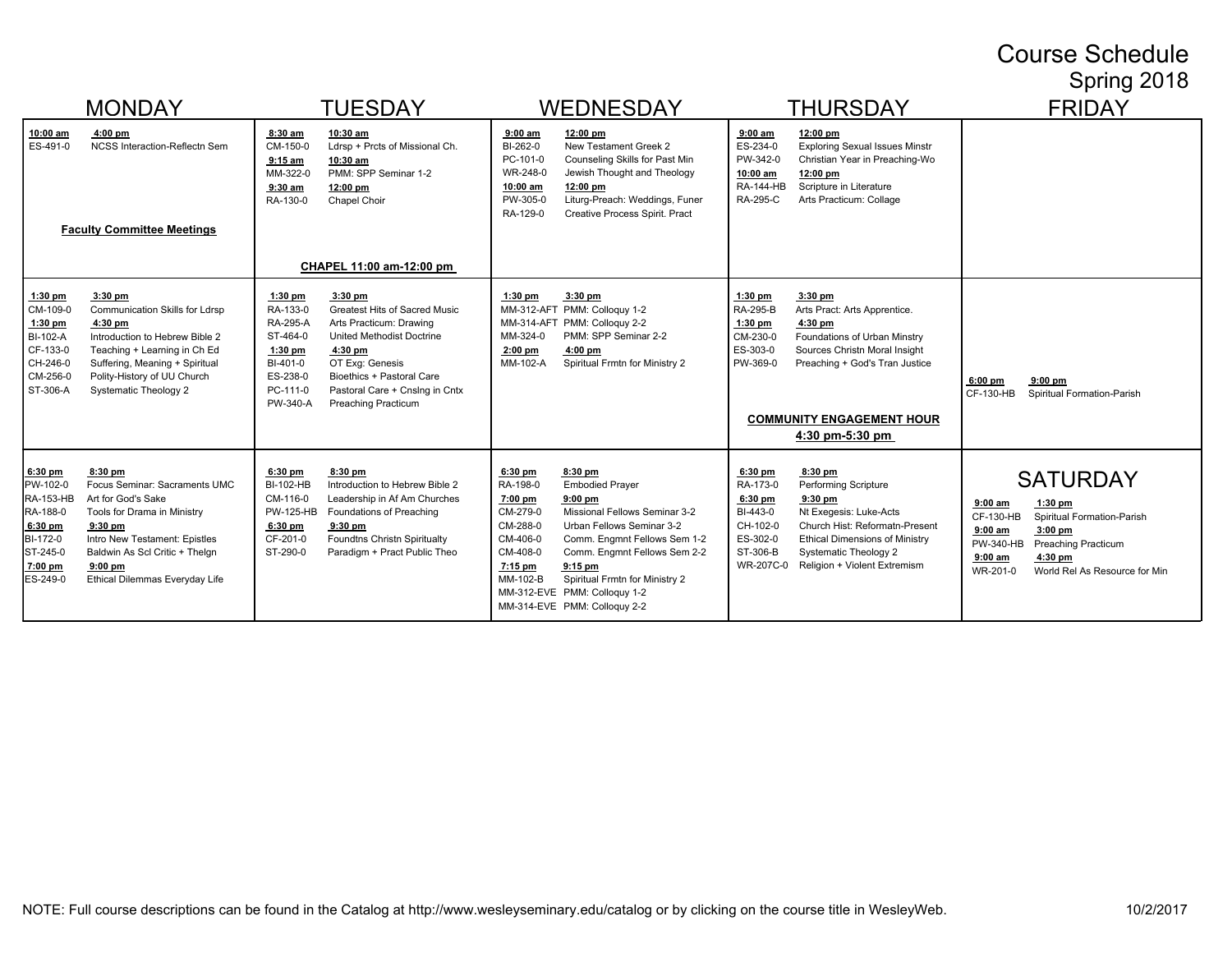# Course Schedule

## Spring 2018

| | MONDAY | TUESDAY | WEDNESDAY | THURSDAY | FRIDAY |
|---|---|---|---|---|---|
| Morning | **10:00 am – 4:00 pm**<br>ES-491-0 NCSS Interaction-Reflectn Sem<br><br>**Faculty Committee Meetings** | **8:30 am – 10:30 am**<br>CM-150-0 Ldrsp + Prcts of Missional Ch.<br>**9:15 am – 10:30 am**<br>MM-322-0 PMM: SPP Seminar 1-2<br>**9:30 am – 12:00 pm**<br>RA-130-0 Chapel Choir<br><br>**CHAPEL 11:00 am-12:00 pm** | **9:00 am – 12:00 pm**<br>BI-262-0 New Testament Greek 2<br>PC-101-0 Counseling Skills for Past Min<br>WR-248-0 Jewish Thought and Theology<br>**10:00 am – 12:00 pm**<br>PW-305-0 Liturg-Preach: Weddings, Funer<br>RA-129-0 Creative Process Spirit. Pract | **9:00 am – 12:00 pm**<br>ES-234-0 Exploring Sexual Issues Minstr<br>PW-342-0 Christian Year in Preaching-Wo<br>**10:00 am – 12:00 pm**<br>RA-144-HB Scripture in Literature<br>RA-295-C Arts Practicum: Collage | |
| Afternoon | **1:30 pm – 3:30 pm**<br>CM-109-0 Communication Skills for Ldrsp<br>**1:30 pm – 4:30 pm**<br>BI-102-A Introduction to Hebrew Bible 2<br>CF-133-0 Teaching + Learning in Ch Ed<br>CH-246-0 Suffering, Meaning + Spiritual<br>CM-256-0 Polity-History of UU Church<br>ST-306-A Systematic Theology 2 | **1:30 pm – 3:30 pm**<br>RA-133-0 Greatest Hits of Sacred Music<br>RA-295-A Arts Practicum: Drawing<br>ST-464-0 United Methodist Doctrine<br>**1:30 pm – 4:30 pm**<br>BI-401-0 OT Exg: Genesis<br>ES-238-0 Bioethics + Pastoral Care<br>PC-111-0 Pastoral Care + Cnslng in Cntx<br>PW-340-A Preaching Practicum | **1:30 pm – 3:30 pm**<br>MM-312-AFT PMM: Colloquy 1-2<br>MM-314-AFT PMM: Colloquy 2-2<br>MM-324-0 PMM: SPP Seminar 2-2<br>**2:00 pm – 4:00 pm**<br>MM-102-A Spiritual Frmtn for Ministry 2 | **1:30 pm – 3:30 pm**<br>RA-295-B Arts Pract: Arts Apprentice.<br>**1:30 pm – 4:30 pm**<br>CM-230-0 Foundations of Urban Minstry<br>ES-303-0 Sources Christn Moral Insight<br>PW-369-0 Preaching + God's Tran Justice<br><br>**COMMUNITY ENGAGEMENT HOUR 4:30 pm-5:30 pm** | **6:00 pm – 9:00 pm**<br>CF-130-HB Spiritual Formation-Parish |
| Evening | **6:30 pm – 8:30 pm**<br>PW-102-0 Focus Seminar: Sacraments UMC<br>RA-153-HB Art for God's Sake<br>RA-188-0 Tools for Drama in Ministry<br>**6:30 pm – 9:30 pm**<br>BI-172-0 Intro New Testament: Epistles<br>ST-245-0 Baldwin As Scl Critic + Thelgn<br>**7:00 pm – 9:00 pm**<br>ES-249-0 Ethical Dilemmas Everyday Life | **6:30 pm – 8:30 pm**<br>BI-102-HB Introduction to Hebrew Bible 2<br>CM-116-0 Leadership in Af Am Churches<br>PW-125-HB Foundations of Preaching<br>**6:30 pm – 9:30 pm**<br>CF-201-0 Foundtns Christn Spiritualty<br>ST-290-0 Paradigm + Pract Public Theo | **6:30 pm – 8:30 pm**<br>RA-198-0 Embodied Prayer<br>**7:00 pm – 9:00 pm**<br>CM-279-0 Missional Fellows Seminar 3-2<br>CM-288-0 Urban Fellows Seminar 3-2<br>CM-406-0 Comm. Engmnt Fellows Sem 1-2<br>CM-408-0 Comm. Engmnt Fellows Sem 2-2<br>**7:15 pm – 9:15 pm**<br>MM-102-B Spiritual Frmtn for Ministry 2<br>MM-312-EVE PMM: Colloquy 1-2<br>MM-314-EVE PMM: Colloquy 2-2 | **6:30 pm – 8:30 pm**<br>RA-173-0 Performing Scripture<br>**6:30 pm – 9:30 pm**<br>BI-443-0 Nt Exegesis: Luke-Acts<br>CH-102-0 Church Hist: Reformatn-Present<br>ES-302-0 Ethical Dimensions of Ministry<br>ST-306-B Systematic Theology 2<br>WR-207C-0 Religion + Violent Extremism | **SATURDAY**<br>**9:00 am – 1:30 pm**<br>CF-130-HB Spiritual Formation-Parish<br>**9:00 am – 3:00 pm**<br>PW-340-HB Preaching Practicum<br>**9:00 am – 4:30 pm**<br>WR-201-0 World Rel As Resource for Min |

NOTE: Full course descriptions can be found in the Catalog at http://www.wesleyseminary.edu/catalog or by clicking on the course title in WesleyWeb.

10/2/2017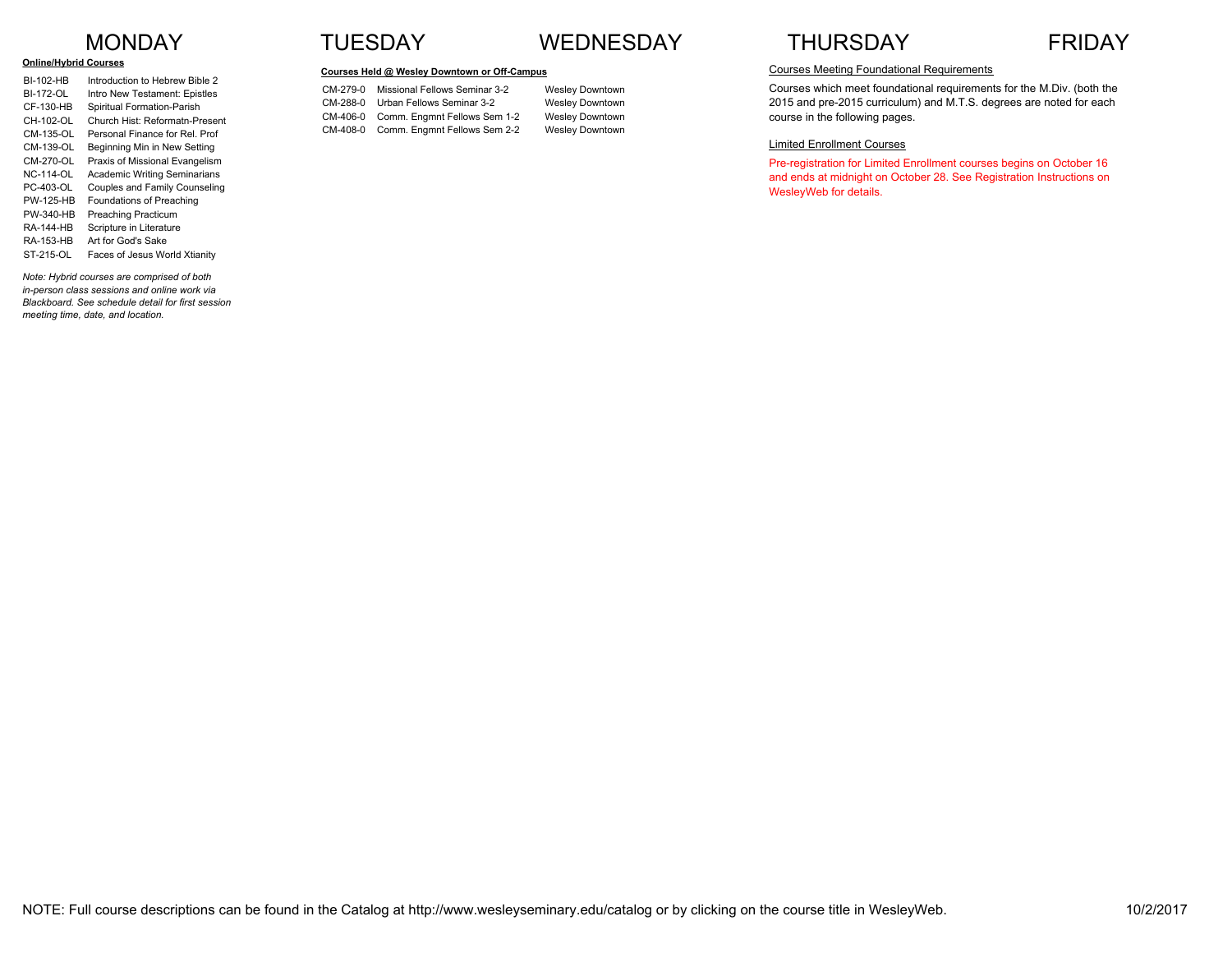## MONDAY

**Online/Hybrid Courses**

| | |
|---|---|
| BI-102-HB | Introduction to Hebrew Bible 2 |
| BI-172-OL | Intro New Testament: Epistles |
| CF-130-HB | Spiritual Formation-Parish |
| CH-102-OL | Church Hist: Reformatn-Present |
| CM-135-OL | Personal Finance for Rel. Prof |
| CM-139-OL | Beginning Min in New Setting |
| CM-270-OL | Praxis of Missional Evangelism |
| NC-114-OL | Academic Writing Seminarians |
| PC-403-OL | Couples and Family Counseling |
| PW-125-HB | Foundations of Preaching |
| PW-340-HB | Preaching Practicum |
| RA-144-HB | Scripture in Literature |
| RA-153-HB | Art for God's Sake |
| ST-215-OL | Faces of Jesus World Xtianity |

*Note: Hybrid courses are comprised of both in-person class sessions and online work via Blackboard. See schedule detail for first session meeting time, date, and location.*

## TUESDAY

**Courses Held @ Wesley Downtown or Off-Campus**

| | | |
|---|---|---|
| CM-279-0 | Missional Fellows Seminar 3-2 | Wesley Downtown |
| CM-288-0 | Urban Fellows Seminar 3-2 | Wesley Downtown |
| CM-406-0 | Comm. Engmnt Fellows Sem 1-2 | Wesley Downtown |
| CM-408-0 | Comm. Engmnt Fellows Sem 2-2 | Wesley Downtown |

## WEDNESDAY

## THURSDAY

Courses Meeting Foundational Requirements

Courses which meet foundational requirements for the M.Div. (both the 2015 and pre-2015 curriculum) and M.T.S. degrees are noted for each course in the following pages.

Limited Enrollment Courses

Pre-registration for Limited Enrollment courses begins on October 16 and ends at midnight on October 28. See Registration Instructions on WesleyWeb for details.

## FRIDAY

NOTE: Full course descriptions can be found in the Catalog at http://www.wesleyseminary.edu/catalog or by clicking on the course title in WesleyWeb.

10/2/2017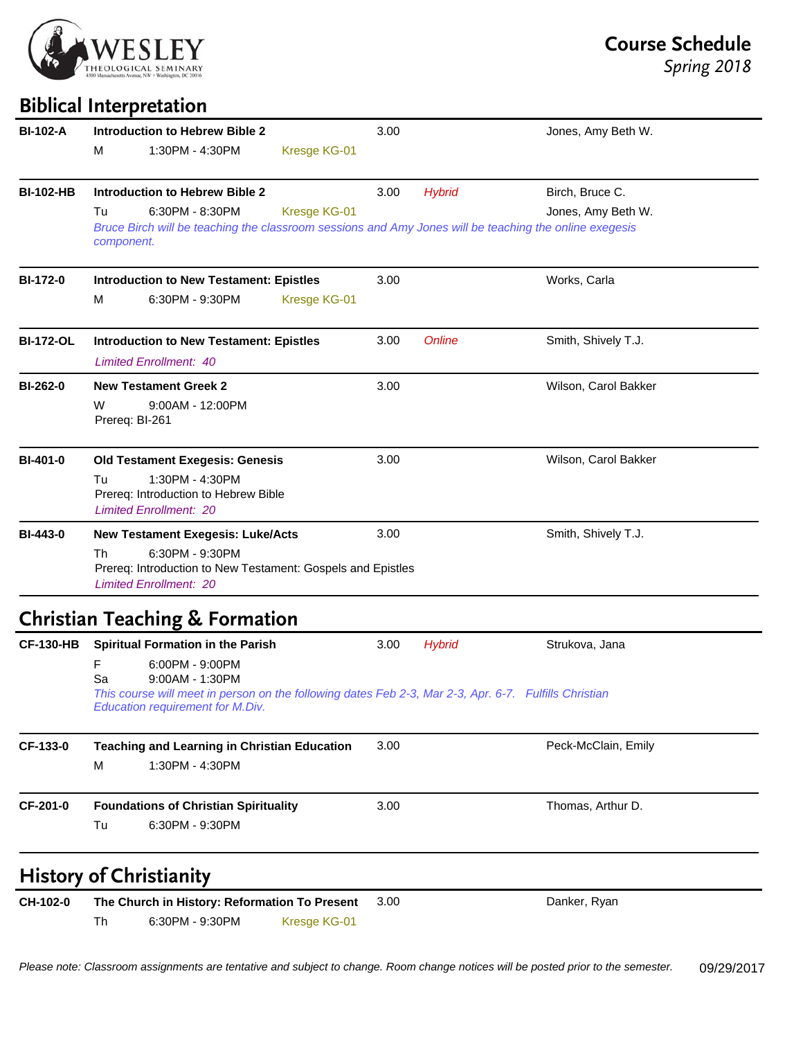**WESLEY THEOLOGICAL SEMINARY**
4500 Massachusetts Avenue, NW • Washington, DC 20016

# Course Schedule
*Spring 2018*

## Biblical Interpretation

**BI-102-A** **Introduction to Hebrew Bible 2** 3.00 Jones, Amy Beth W.
M 1:30PM - 4:30PM Kresge KG-01

**BI-102-HB** **Introduction to Hebrew Bible 2** 3.00 *Hybrid* Birch, Bruce C.; Jones, Amy Beth W.
Tu 6:30PM - 8:30PM Kresge KG-01
*Bruce Birch will be teaching the classroom sessions and Amy Jones will be teaching the online exegesis component.*

**BI-172-0** **Introduction to New Testament: Epistles** 3.00 Works, Carla
M 6:30PM - 9:30PM Kresge KG-01

**BI-172-OL** **Introduction to New Testament: Epistles** 3.00 *Online* Smith, Shively T.J.
*Limited Enrollment: 40*

**BI-262-0** **New Testament Greek 2** 3.00 Wilson, Carol Bakker
W 9:00AM - 12:00PM
Prereq: BI-261

**BI-401-0** **Old Testament Exegesis: Genesis** 3.00 Wilson, Carol Bakker
Tu 1:30PM - 4:30PM
Prereq: Introduction to Hebrew Bible
*Limited Enrollment: 20*

**BI-443-0** **New Testament Exegesis: Luke/Acts** 3.00 Smith, Shively T.J.
Th 6:30PM - 9:30PM
Prereq: Introduction to New Testament: Gospels and Epistles
*Limited Enrollment: 20*

## Christian Teaching & Formation

**CF-130-HB** **Spiritual Formation in the Parish** 3.00 *Hybrid* Strukova, Jana
F 6:00PM - 9:00PM
Sa 9:00AM - 1:30PM
*This course will meet in person on the following dates Feb 2-3, Mar 2-3, Apr. 6-7. Fulfills Christian Education requirement for M.Div.*

**CF-133-0** **Teaching and Learning in Christian Education** 3.00 Peck-McClain, Emily
M 1:30PM - 4:30PM

**CF-201-0** **Foundations of Christian Spirituality** 3.00 Thomas, Arthur D.
Tu 6:30PM - 9:30PM

## History of Christianity

**CH-102-0** **The Church in History: Reformation To Present** 3.00 Danker, Ryan
Th 6:30PM - 9:30PM Kresge KG-01

*Please note: Classroom assignments are tentative and subject to change. Room change notices will be posted prior to the semester.* 09/29/2017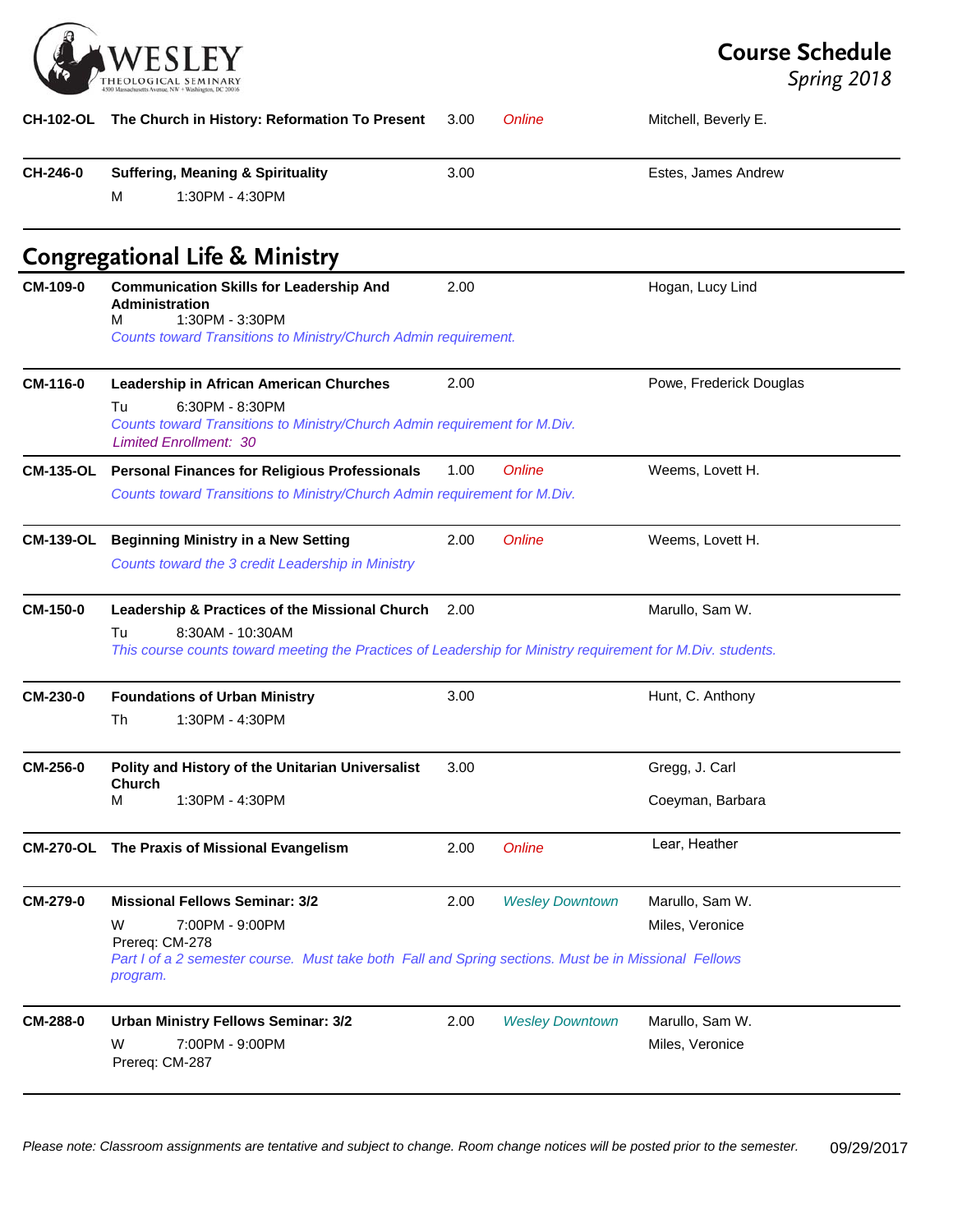| Course | Title | Credits | Location | Instructor |
|---|---|---|---|---|
| CH-102-OL | **The Church in History: Reformation To Present** | 3.00 | *Online* | Mitchell, Beverly E. |
| CH-246-0 | **Suffering, Meaning & Spirituality**<br>M 1:30PM - 4:30PM | 3.00 | | Estes, James Andrew |

## Congregational Life & Ministry

| Course | Title | Credits | Location | Instructor |
|---|---|---|---|---|
| CM-109-0 | **Communication Skills for Leadership And Administration**<br>M 1:30PM - 3:30PM<br>*Counts toward Transitions to Ministry/Church Admin requirement.* | 2.00 | | Hogan, Lucy Lind |
| CM-116-0 | **Leadership in African American Churches**<br>Tu 6:30PM - 8:30PM<br>*Counts toward Transitions to Ministry/Church Admin requirement for M.Div.*<br>*Limited Enrollment: 30* | 2.00 | | Powe, Frederick Douglas |
| CM-135-OL | **Personal Finances for Religious Professionals**<br>*Counts toward Transitions to Ministry/Church Admin requirement for M.Div.* | 1.00 | *Online* | Weems, Lovett H. |
| CM-139-OL | **Beginning Ministry in a New Setting**<br>*Counts toward the 3 credit Leadership in Ministry* | 2.00 | *Online* | Weems, Lovett H. |
| CM-150-0 | **Leadership & Practices of the Missional Church**<br>Tu 8:30AM - 10:30AM<br>*This course counts toward meeting the Practices of Leadership for Ministry requirement for M.Div. students.* | 2.00 | | Marullo, Sam W. |
| CM-230-0 | **Foundations of Urban Ministry**<br>Th 1:30PM - 4:30PM | 3.00 | | Hunt, C. Anthony |
| CM-256-0 | **Polity and History of the Unitarian Universalist Church**<br>M 1:30PM - 4:30PM | 3.00 | | Gregg, J. Carl<br>Coeyman, Barbara |
| CM-270-OL | **The Praxis of Missional Evangelism** | 2.00 | *Online* | Lear, Heather |
| CM-279-0 | **Missional Fellows Seminar: 3/2**<br>W 7:00PM - 9:00PM<br>Prereq: CM-278<br>*Part I of a 2 semester course. Must take both Fall and Spring sections. Must be in Missional Fellows program.* | 2.00 | *Wesley Downtown* | Marullo, Sam W.<br>Miles, Veronice |
| CM-288-0 | **Urban Ministry Fellows Seminar: 3/2**<br>W 7:00PM - 9:00PM<br>Prereq: CM-287 | 2.00 | *Wesley Downtown* | Marullo, Sam W.<br>Miles, Veronice |

*Please note: Classroom assignments are tentative and subject to change. Room change notices will be posted prior to the semester.*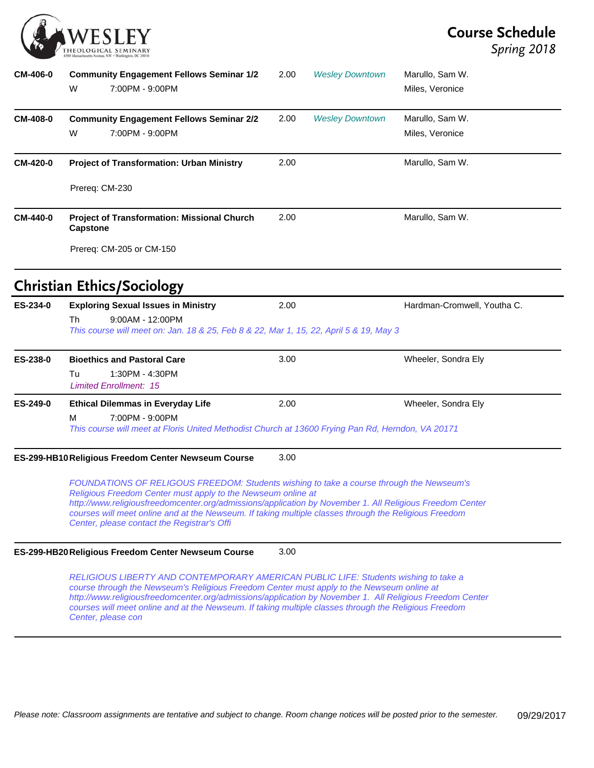| Course | Title / Schedule | Credits | Location | Instructor |
|---|---|---|---|---|
| **CM-406-0** | **Community Engagement Fellows Seminar 1/2**<br>W 7:00PM - 9:00PM | 2.00 | *Wesley Downtown* | Marullo, Sam W.<br>Miles, Veronice |
| **CM-408-0** | **Community Engagement Fellows Seminar 2/2**<br>W 7:00PM - 9:00PM | 2.00 | *Wesley Downtown* | Marullo, Sam W.<br>Miles, Veronice |
| **CM-420-0** | **Project of Transformation: Urban Ministry**<br>Prereq: CM-230 | 2.00 | | Marullo, Sam W. |
| **CM-440-0** | **Project of Transformation: Missional Church Capstone**<br>Prereq: CM-205 or CM-150 | 2.00 | | Marullo, Sam W. |

## Christian Ethics/Sociology

| Course | Title / Schedule | Credits | Location | Instructor |
|---|---|---|---|---|
| **ES-234-0** | **Exploring Sexual Issues in Ministry**<br>Th 9:00AM - 12:00PM<br>*This course will meet on: Jan. 18 & 25, Feb 8 & 22, Mar 1, 15, 22, April 5 & 19, May 3* | 2.00 | | Hardman-Cromwell, Youtha C. |
| **ES-238-0** | **Bioethics and Pastoral Care**<br>Tu 1:30PM - 4:30PM<br>*Limited Enrollment: 15* | 3.00 | | Wheeler, Sondra Ely |
| **ES-249-0** | **Ethical Dilemmas in Everyday Life**<br>M 7:00PM - 9:00PM<br>*This course will meet at Floris United Methodist Church at 13600 Frying Pan Rd, Herndon, VA 20171* | 2.00 | | Wheeler, Sondra Ely |
| **ES-299-HB10** | **Religious Freedom Center Newseum Course**<br>*FOUNDATIONS OF RELIGOUS FREEDOM: Students wishing to take a course through the Newseum's Religious Freedom Center must apply to the Newseum online at http://www.religiousfreedomcenter.org/admissions/application by November 1. All Religious Freedom Center courses will meet online and at the Newseum. If taking multiple classes through the Religious Freedom Center, please contact the Registrar's Offi* | 3.00 | | |
| **ES-299-HB20** | **Religious Freedom Center Newseum Course**<br>*RELIGIOUS LIBERTY AND CONTEMPORARY AMERICAN PUBLIC LIFE: Students wishing to take a course through the Newseum's Religious Freedom Center must apply to the Newseum online at http://www.religiousfreedomcenter.org/admissions/application by November 1. All Religious Freedom Center courses will meet online and at the Newseum. If taking multiple classes through the Religious Freedom Center, please con* | 3.00 | | |

*Please note: Classroom assignments are tentative and subject to change. Room change notices will be posted prior to the semester.*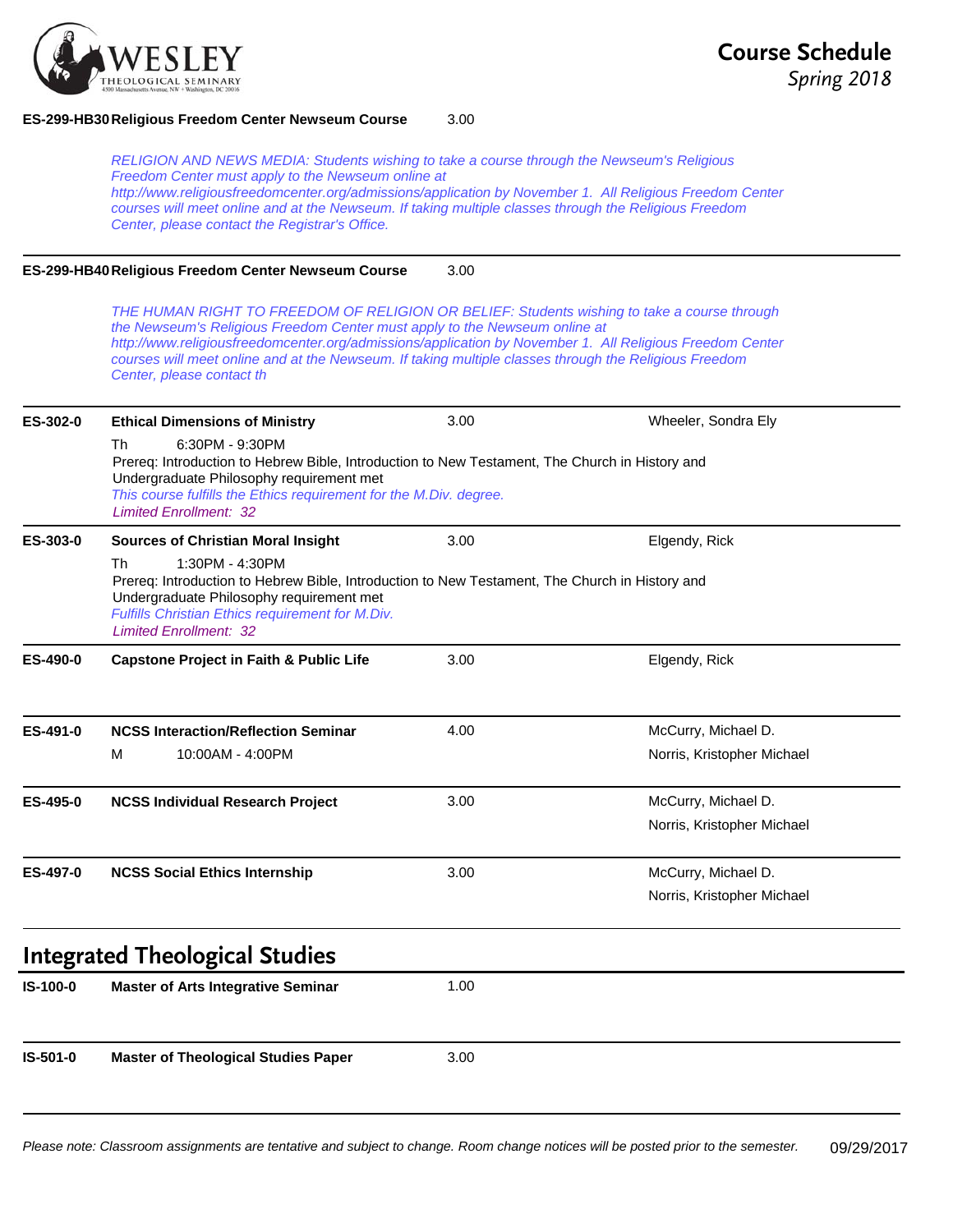**ES-299-HB30 Religious Freedom Center Newseum Course** 3.00

*RELIGION AND NEWS MEDIA: Students wishing to take a course through the Newseum's Religious Freedom Center must apply to the Newseum online at http://www.religiousfreedomcenter.org/admissions/application by November 1. All Religious Freedom Center courses will meet online and at the Newseum. If taking multiple classes through the Religious Freedom Center, please contact the Registrar's Office.*

---

**ES-299-HB40 Religious Freedom Center Newseum Course** 3.00

*THE HUMAN RIGHT TO FREEDOM OF RELIGION OR BELIEF: Students wishing to take a course through the Newseum's Religious Freedom Center must apply to the Newseum online at http://www.religiousfreedomcenter.org/admissions/application by November 1. All Religious Freedom Center courses will meet online and at the Newseum. If taking multiple classes through the Religious Freedom Center, please contact th*

---

**ES-302-0** **Ethical Dimensions of Ministry** 3.00 Wheeler, Sondra Ely

Th 6:30PM - 9:30PM

Prereq: Introduction to Hebrew Bible, Introduction to New Testament, The Church in History and Undergraduate Philosophy requirement met

*This course fulfills the Ethics requirement for the M.Div. degree.*

*Limited Enrollment: 32*

---

**ES-303-0** **Sources of Christian Moral Insight** 3.00 Elgendy, Rick

Th 1:30PM - 4:30PM

Prereq: Introduction to Hebrew Bible, Introduction to New Testament, The Church in History and Undergraduate Philosophy requirement met

*Fulfills Christian Ethics requirement for M.Div.*

*Limited Enrollment: 32*

---

**ES-490-0** **Capstone Project in Faith & Public Life** 3.00 Elgendy, Rick

---

**ES-491-0** **NCSS Interaction/Reflection Seminar** 4.00 McCurry, Michael D.; Norris, Kristopher Michael

M 10:00AM - 4:00PM

---

**ES-495-0** **NCSS Individual Research Project** 3.00 McCurry, Michael D.; Norris, Kristopher Michael

---

**ES-497-0** **NCSS Social Ethics Internship** 3.00 McCurry, Michael D.; Norris, Kristopher Michael

---

## Integrated Theological Studies

**IS-100-0** **Master of Arts Integrative Seminar** 1.00

---

**IS-501-0** **Master of Theological Studies Paper** 3.00

---

*Please note: Classroom assignments are tentative and subject to change. Room change notices will be posted prior to the semester.* 09/29/2017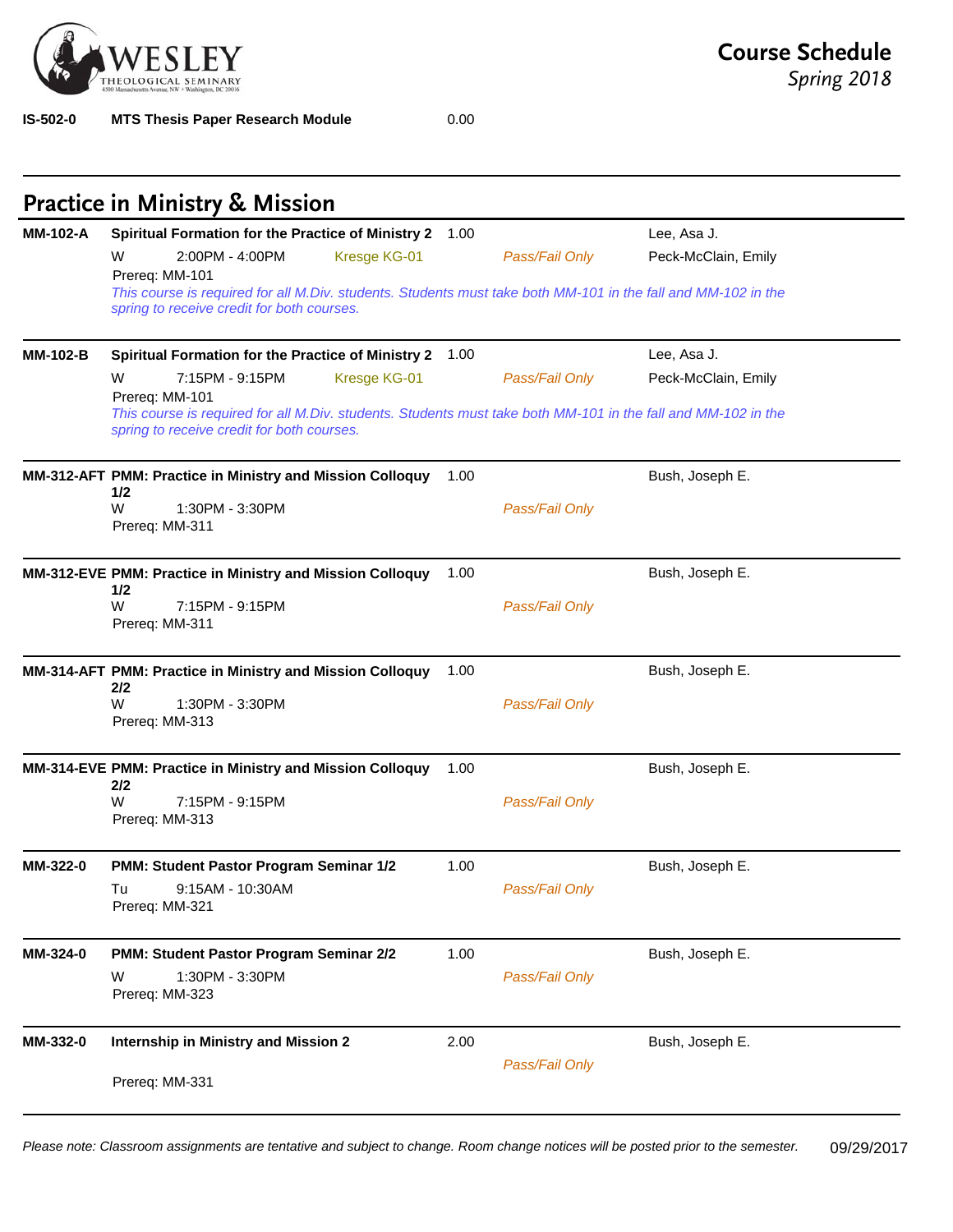| | | | | |
|---|---|---|---|---|
| IS-502-0 | **MTS Thesis Paper Research Module** | 0.00 | | |

## Practice in Ministry & Mission

**MM-102-A** **Spiritual Formation for the Practice of Ministry 2** — 1.00 — Lee, Asa J.; Peck-McClain, Emily
W 2:00PM - 4:00PM Kresge KG-01 *Pass/Fail Only*
Prereq: MM-101
*This course is required for all M.Div. students. Students must take both MM-101 in the fall and MM-102 in the spring to receive credit for both courses.*

---

**MM-102-B** **Spiritual Formation for the Practice of Ministry 2** — 1.00 — Lee, Asa J.; Peck-McClain, Emily
W 7:15PM - 9:15PM Kresge KG-01 *Pass/Fail Only*
Prereq: MM-101
*This course is required for all M.Div. students. Students must take both MM-101 in the fall and MM-102 in the spring to receive credit for both courses.*

---

**MM-312-AFT** **PMM: Practice in Ministry and Mission Colloquy 1/2** — 1.00 — Bush, Joseph E.
W 1:30PM - 3:30PM *Pass/Fail Only*
Prereq: MM-311

---

**MM-312-EVE** **PMM: Practice in Ministry and Mission Colloquy 1/2** — 1.00 — Bush, Joseph E.
W 7:15PM - 9:15PM *Pass/Fail Only*
Prereq: MM-311

---

**MM-314-AFT** **PMM: Practice in Ministry and Mission Colloquy 2/2** — 1.00 — Bush, Joseph E.
W 1:30PM - 3:30PM *Pass/Fail Only*
Prereq: MM-313

---

**MM-314-EVE** **PMM: Practice in Ministry and Mission Colloquy 2/2** — 1.00 — Bush, Joseph E.
W 7:15PM - 9:15PM *Pass/Fail Only*
Prereq: MM-313

---

**MM-322-0** **PMM: Student Pastor Program Seminar 1/2** — 1.00 — Bush, Joseph E.
Tu 9:15AM - 10:30AM *Pass/Fail Only*
Prereq: MM-321

---

**MM-324-0** **PMM: Student Pastor Program Seminar 2/2** — 1.00 — Bush, Joseph E.
W 1:30PM - 3:30PM *Pass/Fail Only*
Prereq: MM-323

---

**MM-332-0** **Internship in Ministry and Mission 2** — 2.00 — Bush, Joseph E.
*Pass/Fail Only*
Prereq: MM-331

---

*Please note: Classroom assignments are tentative and subject to change. Room change notices will be posted prior to the semester.* 09/29/2017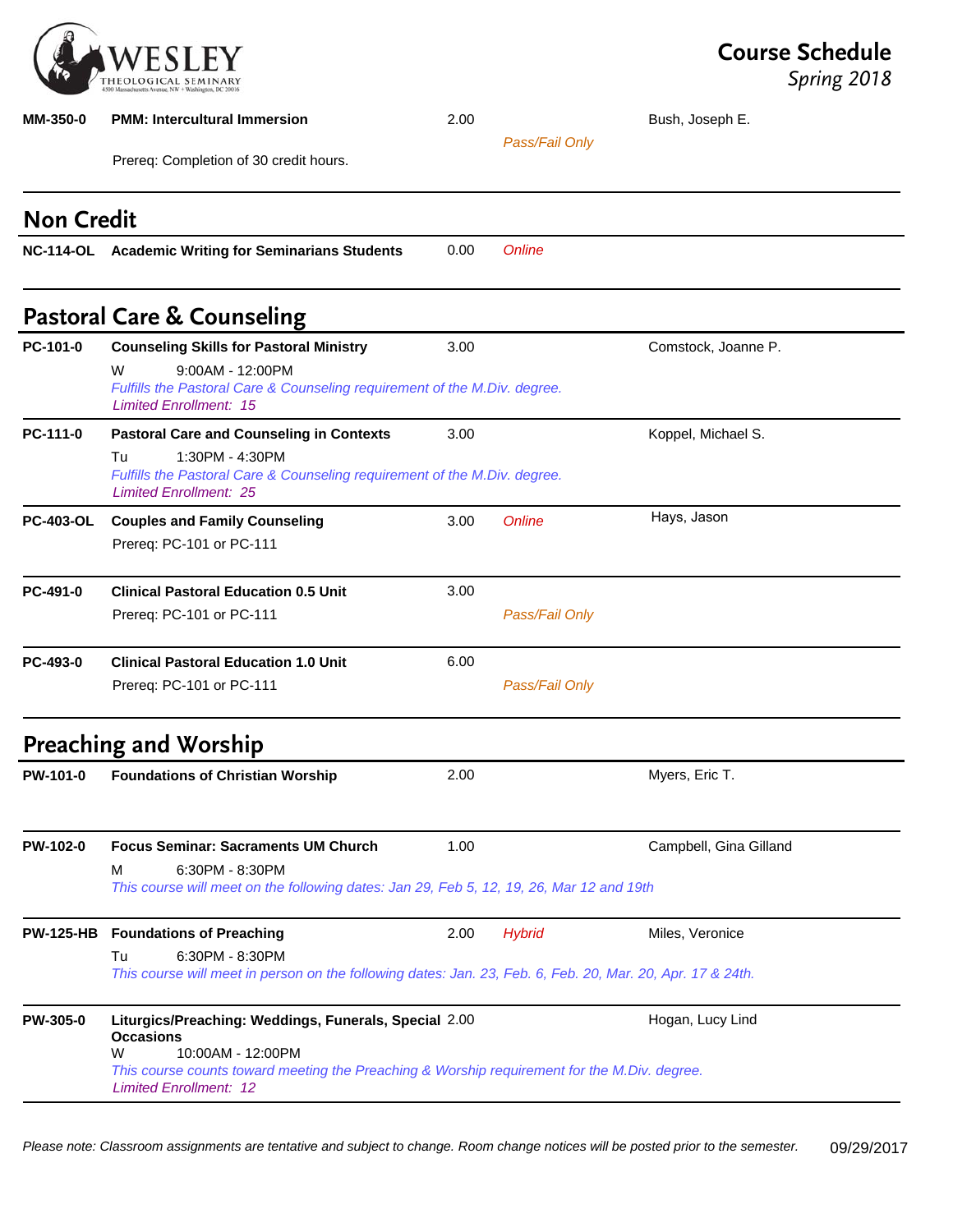| | | | | |
|---|---|---|---|---|
| **MM-350-0** | **PMM: Intercultural Immersion** | 2.00 | *Pass/Fail Only* | Bush, Joseph E. |
| | Prereq: Completion of 30 credit hours. | | | |

## Non Credit

| | | | | |
|---|---|---|---|---|
| **NC-114-OL** | **Academic Writing for Seminarians Students** | 0.00 | *Online* | |

## Pastoral Care & Counseling

| | | | | |
|---|---|---|---|---|
| **PC-101-0** | **Counseling Skills for Pastoral Ministry** | 3.00 | | Comstock, Joanne P. |
| | W 9:00AM - 12:00PM<br>*Fulfills the Pastoral Care & Counseling requirement of the M.Div. degree.*<br>*Limited Enrollment: 15* | | | |
| **PC-111-0** | **Pastoral Care and Counseling in Contexts** | 3.00 | | Koppel, Michael S. |
| | Tu 1:30PM - 4:30PM<br>*Fulfills the Pastoral Care & Counseling requirement of the M.Div. degree.*<br>*Limited Enrollment: 25* | | | |
| **PC-403-OL** | **Couples and Family Counseling** | 3.00 | *Online* | Hays, Jason |
| | Prereq: PC-101 or PC-111 | | | |
| **PC-491-0** | **Clinical Pastoral Education 0.5 Unit** | 3.00 | | |
| | Prereq: PC-101 or PC-111 | | *Pass/Fail Only* | |
| **PC-493-0** | **Clinical Pastoral Education 1.0 Unit** | 6.00 | | |
| | Prereq: PC-101 or PC-111 | | *Pass/Fail Only* | |

## Preaching and Worship

| | | | | |
|---|---|---|---|---|
| **PW-101-0** | **Foundations of Christian Worship** | 2.00 | | Myers, Eric T. |
| **PW-102-0** | **Focus Seminar: Sacraments UM Church** | 1.00 | | Campbell, Gina Gilland |
| | M 6:30PM - 8:30PM<br>*This course will meet on the following dates: Jan 29, Feb 5, 12, 19, 26, Mar 12 and 19th* | | | |
| **PW-125-HB** | **Foundations of Preaching** | 2.00 | *Hybrid* | Miles, Veronice |
| | Tu 6:30PM - 8:30PM<br>*This course will meet in person on the following dates: Jan. 23, Feb. 6, Feb. 20, Mar. 20, Apr. 17 & 24th.* | | | |
| **PW-305-0** | **Liturgics/Preaching: Weddings, Funerals, Special Occasions** | 2.00 | | Hogan, Lucy Lind |
| | W 10:00AM - 12:00PM<br>*This course counts toward meeting the Preaching & Worship requirement for the M.Div. degree.*<br>*Limited Enrollment: 12* | | | |

*Please note: Classroom assignments are tentative and subject to change. Room change notices will be posted prior to the semester.*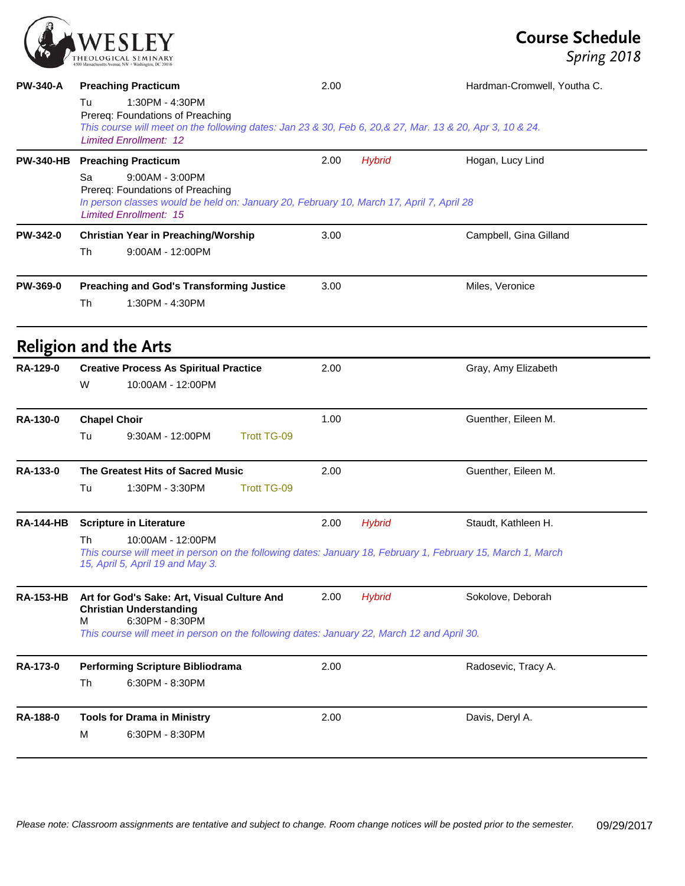| Course | Title / Schedule | Credits | Format | Instructor |
|---|---|---|---|---|
| **PW-340-A** | **Preaching Practicum**<br>Tu 1:30PM - 4:30PM<br>Prereq: Foundations of Preaching<br>*This course will meet on the following dates: Jan 23 & 30, Feb 6, 20,& 27, Mar. 13 & 20, Apr 3, 10 & 24.*<br>*Limited Enrollment: 12* | 2.00 | | Hardman-Cromwell, Youtha C. |
| **PW-340-HB** | **Preaching Practicum**<br>Sa 9:00AM - 3:00PM<br>Prereq: Foundations of Preaching<br>*In person classes would be held on: January 20, February 10, March 17, April 7, April 28*<br>*Limited Enrollment: 15* | 2.00 | *Hybrid* | Hogan, Lucy Lind |
| **PW-342-0** | **Christian Year in Preaching/Worship**<br>Th 9:00AM - 12:00PM | 3.00 | | Campbell, Gina Gilland |
| **PW-369-0** | **Preaching and God's Transforming Justice**<br>Th 1:30PM - 4:30PM | 3.00 | | Miles, Veronice |

## Religion and the Arts

| Course | Title / Schedule | Credits | Format | Instructor |
|---|---|---|---|---|
| **RA-129-0** | **Creative Process As Spiritual Practice**<br>W 10:00AM - 12:00PM | 2.00 | | Gray, Amy Elizabeth |
| **RA-130-0** | **Chapel Choir**<br>Tu 9:30AM - 12:00PM Trott TG-09 | 1.00 | | Guenther, Eileen M. |
| **RA-133-0** | **The Greatest Hits of Sacred Music**<br>Tu 1:30PM - 3:30PM Trott TG-09 | 2.00 | | Guenther, Eileen M. |
| **RA-144-HB** | **Scripture in Literature**<br>Th 10:00AM - 12:00PM<br>*This course will meet in person on the following dates: January 18, February 1, February 15, March 1, March 15, April 5, April 19 and May 3.* | 2.00 | *Hybrid* | Staudt, Kathleen H. |
| **RA-153-HB** | **Art for God's Sake: Art, Visual Culture And Christian Understanding**<br>M 6:30PM - 8:30PM<br>*This course will meet in person on the following dates: January 22, March 12 and April 30.* | 2.00 | *Hybrid* | Sokolove, Deborah |
| **RA-173-0** | **Performing Scripture Bibliodrama**<br>Th 6:30PM - 8:30PM | 2.00 | | Radosevic, Tracy A. |
| **RA-188-0** | **Tools for Drama in Ministry**<br>M 6:30PM - 8:30PM | 2.00 | | Davis, Deryl A. |

*Please note: Classroom assignments are tentative and subject to change. Room change notices will be posted prior to the semester.* 09/29/2017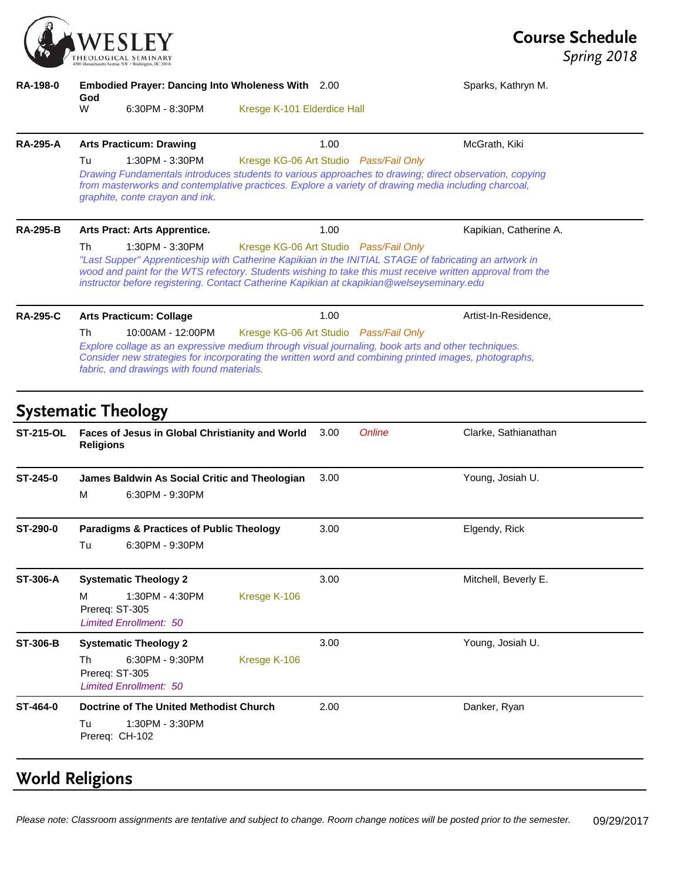**RA-198-0** | **Embodied Prayer: Dancing Into Wholeness With God** | 2.00 | Sparks, Kathryn M.

W 6:30PM - 8:30PM Kresge K-101 Elderdice Hall

---

**RA-295-A** | **Arts Practicum: Drawing** | 1.00 | McGrath, Kiki

Tu 1:30PM - 3:30PM Kresge KG-06 Art Studio *Pass/Fail Only*

*Drawing Fundamentals introduces students to various approaches to drawing; direct observation, copying from masterworks and contemplative practices. Explore a variety of drawing media including charcoal, graphite, conte crayon and ink.*

---

**RA-295-B** | **Arts Pract: Arts Apprentice.** | 1.00 | Kapikian, Catherine A.

Th 1:30PM - 3:30PM Kresge KG-06 Art Studio *Pass/Fail Only*

*"Last Supper" Apprenticeship with Catherine Kapikian in the INITIAL STAGE of fabricating an artwork in wood and paint for the WTS refectory. Students wishing to take this must receive written approval from the instructor before registering. Contact Catherine Kapikian at ckapikian@welseyseminary.edu*

---

**RA-295-C** | **Arts Practicum: Collage** | 1.00 | Artist-In-Residence,

Th 10:00AM - 12:00PM Kresge KG-06 Art Studio *Pass/Fail Only*

*Explore collage as an expressive medium through visual journaling, book arts and other techniques. Consider new strategies for incorporating the written word and combining printed images, photographs, fabric, and drawings with found materials.*

---

## Systematic Theology

**ST-215-OL** | **Faces of Jesus in Global Christianity and World Religions** | 3.00 | *Online* | Clarke, Sathianathan

---

**ST-245-0** | **James Baldwin As Social Critic and Theologian** | 3.00 | Young, Josiah U.

M 6:30PM - 9:30PM

---

**ST-290-0** | **Paradigms & Practices of Public Theology** | 3.00 | Elgendy, Rick

Tu 6:30PM - 9:30PM

---

**ST-306-A** | **Systematic Theology 2** | 3.00 | Mitchell, Beverly E.

M 1:30PM - 4:30PM Kresge K-106

Prereq: ST-305

*Limited Enrollment: 50*

---

**ST-306-B** | **Systematic Theology 2** | 3.00 | Young, Josiah U.

Th 6:30PM - 9:30PM Kresge K-106

Prereq: ST-305

*Limited Enrollment: 50*

---

**ST-464-0** | **Doctrine of The United Methodist Church** | 2.00 | Danker, Ryan

Tu 1:30PM - 3:30PM

Prereq: CH-102

---

## World Religions

*Please note: Classroom assignments are tentative and subject to change. Room change notices will be posted prior to the semester.* 09/29/2017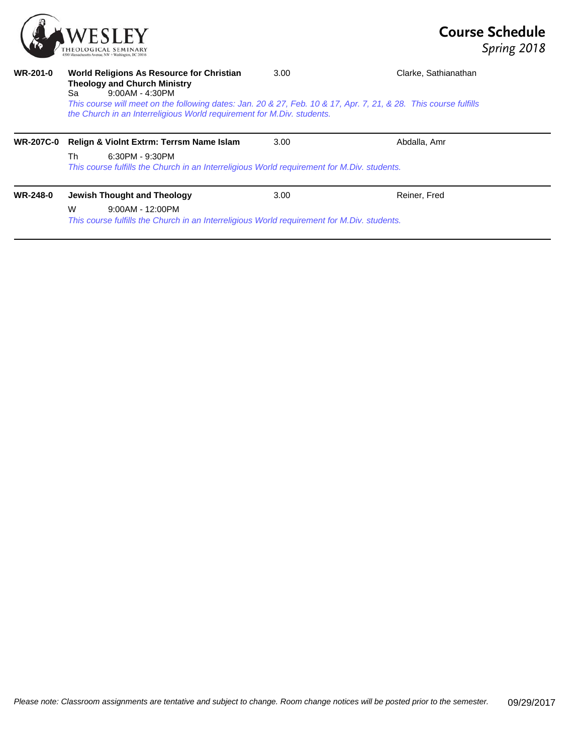| | | | |
|---|---|---|---|
| **WR-201-0** | **World Religions As Resource for Christian Theology and Church Ministry**<br>Sa 9:00AM - 4:30PM<br>*This course will meet on the following dates: Jan. 20 & 27, Feb. 10 & 17, Apr. 7, 21, & 28. This course fulfills the Church in an Interreligious World requirement for M.Div. students.* | 3.00 | Clarke, Sathianathan |
| **WR-207C-0** | **Relign & Violnt Extrm: Terrsm Name Islam**<br>Th 6:30PM - 9:30PM<br>*This course fulfills the Church in an Interreligious World requirement for M.Div. students.* | 3.00 | Abdalla, Amr |
| **WR-248-0** | **Jewish Thought and Theology**<br>W 9:00AM - 12:00PM<br>*This course fulfills the Church in an Interreligious World requirement for M.Div. students.* | 3.00 | Reiner, Fred |

*Please note: Classroom assignments are tentative and subject to change. Room change notices will be posted prior to the semester.*